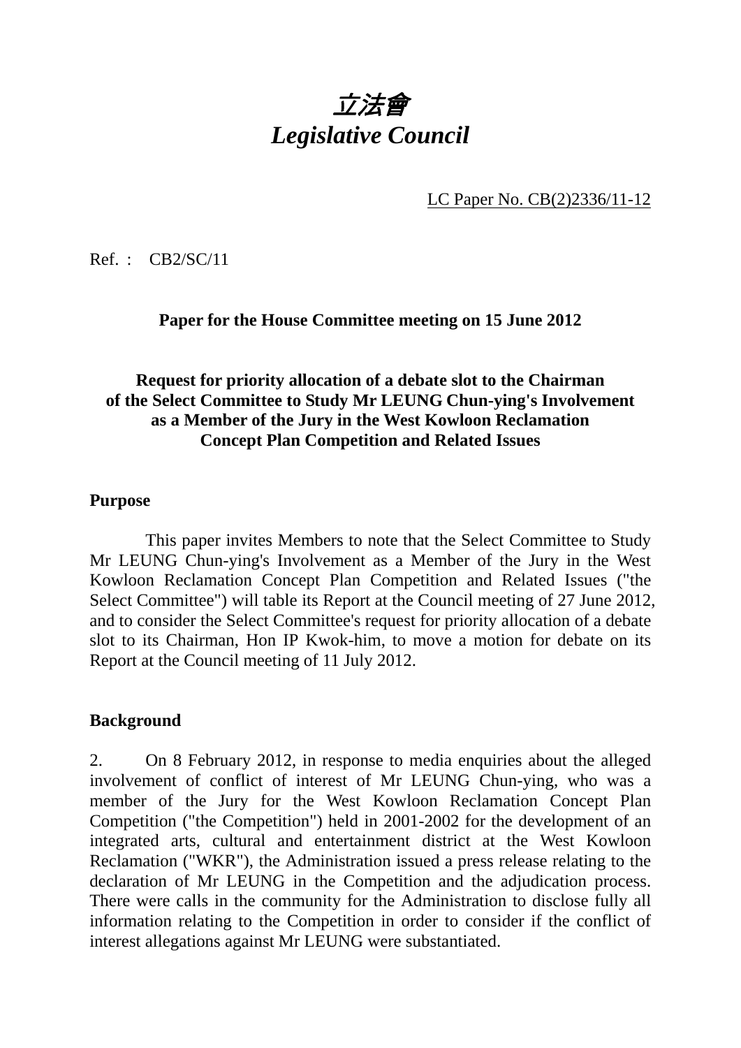# *立法會*
# *Legislative Council*

LC Paper No. CB(2)2336/11-12

Ref. : CB2/SC/11

**Paper for the House Committee meeting on 15 June 2012**

**Request for priority allocation of a debate slot to the Chairman of the Select Committee to Study Mr LEUNG Chun-ying's Involvement as a Member of the Jury in the West Kowloon Reclamation Concept Plan Competition and Related Issues**

## Purpose

This paper invites Members to note that the Select Committee to Study Mr LEUNG Chun-ying's Involvement as a Member of the Jury in the West Kowloon Reclamation Concept Plan Competition and Related Issues ("the Select Committee") will table its Report at the Council meeting of 27 June 2012, and to consider the Select Committee's request for priority allocation of a debate slot to its Chairman, Hon IP Kwok-him, to move a motion for debate on its Report at the Council meeting of 11 July 2012.

## Background

2. On 8 February 2012, in response to media enquiries about the alleged involvement of conflict of interest of Mr LEUNG Chun-ying, who was a member of the Jury for the West Kowloon Reclamation Concept Plan Competition ("the Competition") held in 2001-2002 for the development of an integrated arts, cultural and entertainment district at the West Kowloon Reclamation ("WKR"), the Administration issued a press release relating to the declaration of Mr LEUNG in the Competition and the adjudication process. There were calls in the community for the Administration to disclose fully all information relating to the Competition in order to consider if the conflict of interest allegations against Mr LEUNG were substantiated.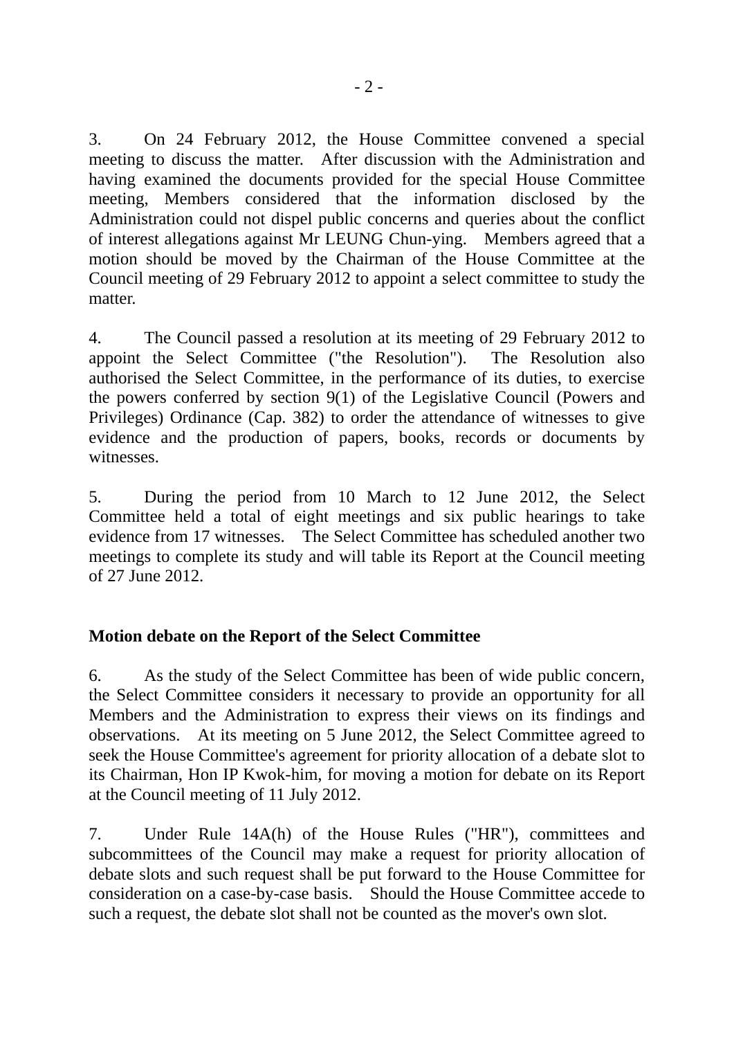3. On 24 February 2012, the House Committee convened a special meeting to discuss the matter. After discussion with the Administration and having examined the documents provided for the special House Committee meeting, Members considered that the information disclosed by the Administration could not dispel public concerns and queries about the conflict of interest allegations against Mr LEUNG Chun-ying. Members agreed that a motion should be moved by the Chairman of the House Committee at the Council meeting of 29 February 2012 to appoint a select committee to study the matter.

4. The Council passed a resolution at its meeting of 29 February 2012 to appoint the Select Committee ("the Resolution"). The Resolution also authorised the Select Committee, in the performance of its duties, to exercise the powers conferred by section 9(1) of the Legislative Council (Powers and Privileges) Ordinance (Cap. 382) to order the attendance of witnesses to give evidence and the production of papers, books, records or documents by witnesses.

5. During the period from 10 March to 12 June 2012, the Select Committee held a total of eight meetings and six public hearings to take evidence from 17 witnesses. The Select Committee has scheduled another two meetings to complete its study and will table its Report at the Council meeting of 27 June 2012.

**Motion debate on the Report of the Select Committee**

6. As the study of the Select Committee has been of wide public concern, the Select Committee considers it necessary to provide an opportunity for all Members and the Administration to express their views on its findings and observations. At its meeting on 5 June 2012, the Select Committee agreed to seek the House Committee's agreement for priority allocation of a debate slot to its Chairman, Hon IP Kwok-him, for moving a motion for debate on its Report at the Council meeting of 11 July 2012.

7. Under Rule 14A(h) of the House Rules ("HR"), committees and subcommittees of the Council may make a request for priority allocation of debate slots and such request shall be put forward to the House Committee for consideration on a case-by-case basis. Should the House Committee accede to such a request, the debate slot shall not be counted as the mover's own slot.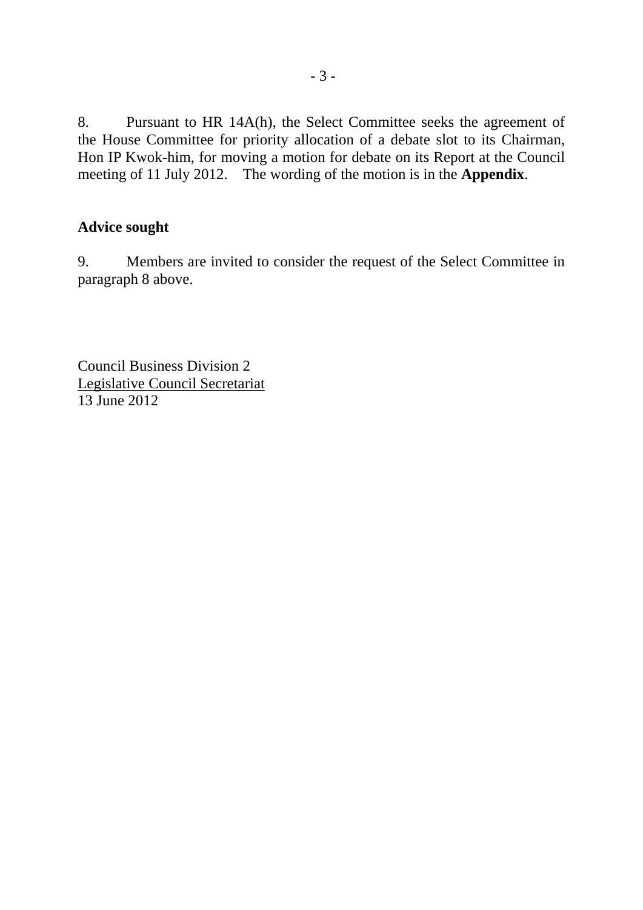8. Pursuant to HR 14A(h), the Select Committee seeks the agreement of the House Committee for priority allocation of a debate slot to its Chairman, Hon IP Kwok-him, for moving a motion for debate on its Report at the Council meeting of 11 July 2012. The wording of the motion is in the **Appendix**.

**Advice sought**

9. Members are invited to consider the request of the Select Committee in paragraph 8 above.

Council Business Division 2
Legislative Council Secretariat
13 June 2012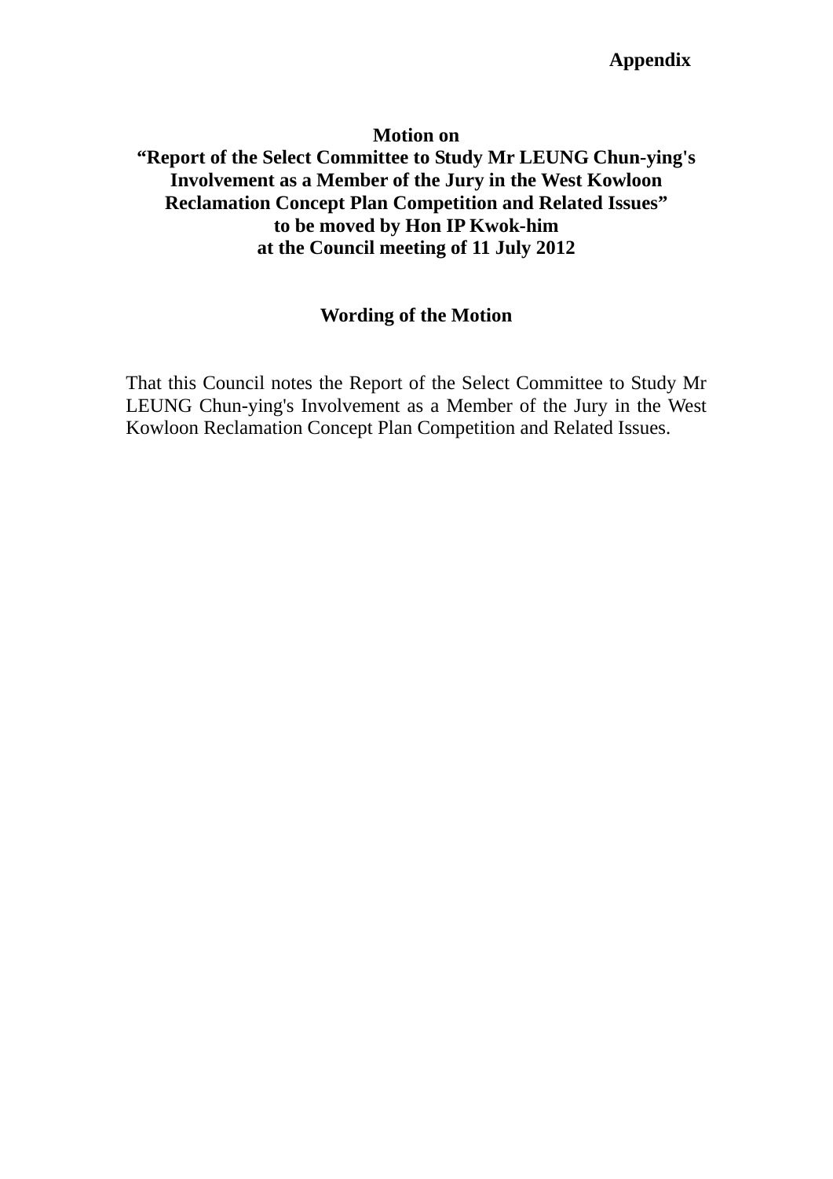**Appendix**

**Motion on**
**"Report of the Select Committee to Study Mr LEUNG Chun-ying's Involvement as a Member of the Jury in the West Kowloon Reclamation Concept Plan Competition and Related Issues"**
**to be moved by Hon IP Kwok-him**
**at the Council meeting of 11 July 2012**

**Wording of the Motion**

That this Council notes the Report of the Select Committee to Study Mr LEUNG Chun-ying's Involvement as a Member of the Jury in the West Kowloon Reclamation Concept Plan Competition and Related Issues.